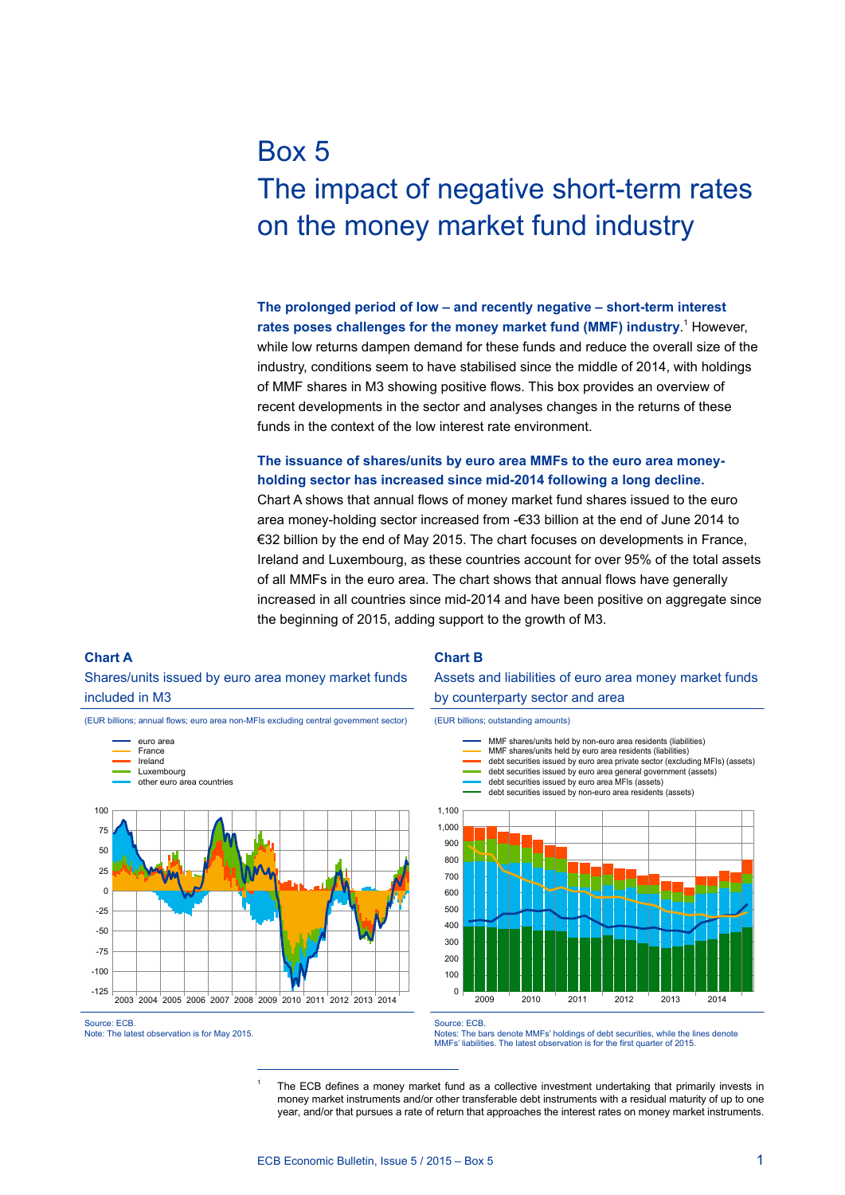# Box 5

# The impact of negative short-term rates on the money market fund industry

**The prolonged period of low – and recently negative – short-term interest rates poses challenges for the money market fund (MMF) industry.**[1] However, while low returns dampen demand for these funds and reduce the overall size of the industry, conditions seem to have stabilised since the middle of 2014, with holdings of MMF shares in M3 showing positive flows. This box provides an overview of recent developments in the sector and analyses changes in the returns of these funds in the context of the low interest rate environment.

**The issuance of shares/units by euro area MMFs to the euro area money-holding sector has increased since mid-2014 following a long decline.** Chart A shows that annual flows of money market fund shares issued to the euro area money-holding sector increased from -€33 billion at the end of June 2014 to €32 billion by the end of May 2015. The chart focuses on developments in France, Ireland and Luxembourg, as these countries account for over 95% of the total assets of all MMFs in the euro area. The chart shows that annual flows have generally increased in all countries since mid-2014 and have been positive on aggregate since the beginning of 2015, adding support to the growth of M3.

**Chart A**

Shares/units issued by euro area money market funds included in M3

(EUR billions; annual flows; euro area non-MFIs excluding central government sector)

Source: ECB.
Note: The latest observation is for May 2015.

**Chart B**

Assets and liabilities of euro area money market funds by counterparty sector and area

(EUR billions; outstanding amounts)

Source: ECB.
Notes: The bars denote MMFs' holdings of debt securities, while the lines denote MMFs' liabilities. The latest observation is for the first quarter of 2015.

[1] The ECB defines a money market fund as a collective investment undertaking that primarily invests in money market instruments and/or other transferable debt instruments with a residual maturity of up to one year, and/or that pursues a rate of return that approaches the interest rates on money market instruments.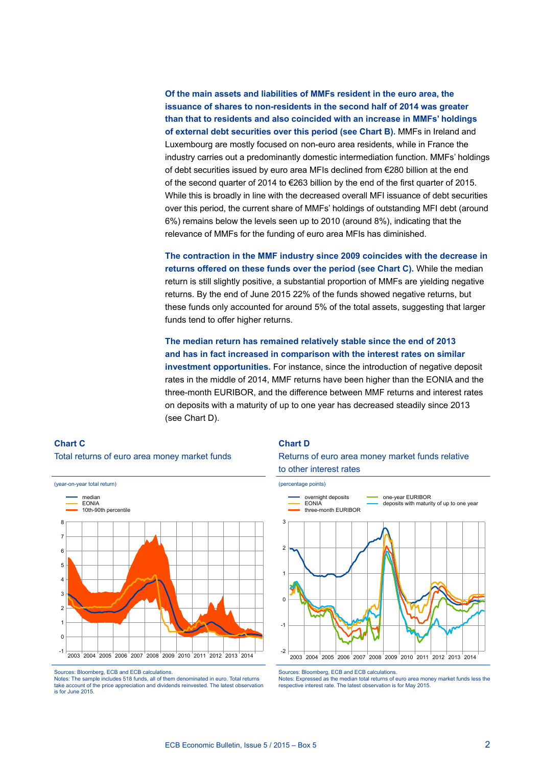**Of the main assets and liabilities of MMFs resident in the euro area, the issuance of shares to non-residents in the second half of 2014 was greater than that to residents and also coincided with an increase in MMFs' holdings of external debt securities over this period (see Chart B).** MMFs in Ireland and Luxembourg are mostly focused on non-euro area residents, while in France the industry carries out a predominantly domestic intermediation function. MMFs' holdings of debt securities issued by euro area MFIs declined from €280 billion at the end of the second quarter of 2014 to €263 billion by the end of the first quarter of 2015. While this is broadly in line with the decreased overall MFI issuance of debt securities over this period, the current share of MMFs' holdings of outstanding MFI debt (around 6%) remains below the levels seen up to 2010 (around 8%), indicating that the relevance of MMFs for the funding of euro area MFIs has diminished.

**The contraction in the MMF industry since 2009 coincides with the decrease in returns offered on these funds over the period (see Chart C).** While the median return is still slightly positive, a substantial proportion of MMFs are yielding negative returns. By the end of June 2015 22% of the funds showed negative returns, but these funds only accounted for around 5% of the total assets, suggesting that larger funds tend to offer higher returns.

**The median return has remained relatively stable since the end of 2013 and has in fact increased in comparison with the interest rates on similar investment opportunities.** For instance, since the introduction of negative deposit rates in the middle of 2014, MMF returns have been higher than the EONIA and the three-month EURIBOR, and the difference between MMF returns and interest rates on deposits with a maturity of up to one year has decreased steadily since 2013 (see Chart D).

**Chart C**

Total returns of euro area money market funds

(year-on-year total return)

Sources: Bloomberg, ECB and ECB calculations.
Notes: The sample includes 518 funds, all of them denominated in euro. Total returns take account of the price appreciation and dividends reinvested. The latest observation is for June 2015.

**Chart D**

Returns of euro area money market funds relative to other interest rates

(percentage points)

Sources: Bloomberg, ECB and ECB calculations.
Notes: Expressed as the median total returns of euro area money market funds less the respective interest rate. The latest observation is for May 2015.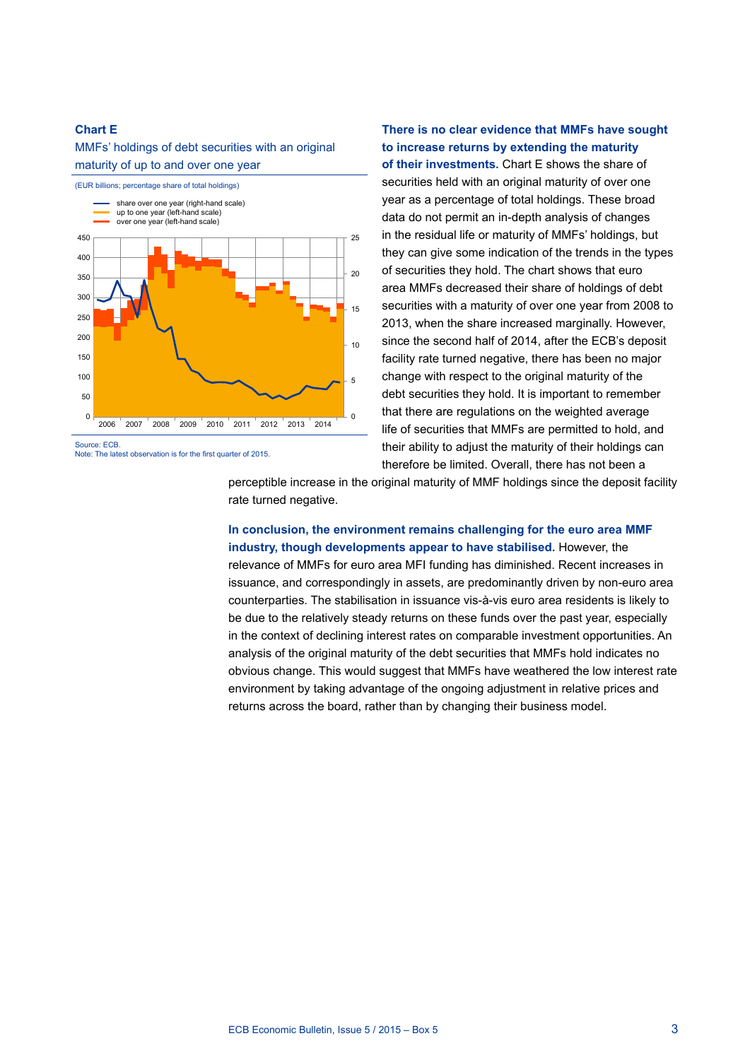**Chart E**

MMFs' holdings of debt securities with an original maturity of up to and over one year

(EUR billions; percentage share of total holdings)

share over one year (right-hand scale)
up to one year (left-hand scale)
over one year (left-hand scale)

450
400
350
300
250
200
150
100
50
0

25
20
15
10
5
0

2006 2007 2008 2009 2010 2011 2012 2013 2014

Source: ECB.
Note: The latest observation is for the first quarter of 2015.

**There is no clear evidence that MMFs have sought to increase returns by extending the maturity of their investments.** Chart E shows the share of securities held with an original maturity of over one year as a percentage of total holdings. These broad data do not permit an in-depth analysis of changes in the residual life or maturity of MMFs' holdings, but they can give some indication of the trends in the types of securities they hold. The chart shows that euro area MMFs decreased their share of holdings of debt securities with a maturity of over one year from 2008 to 2013, when the share increased marginally. However, since the second half of 2014, after the ECB's deposit facility rate turned negative, there has been no major change with respect to the original maturity of the debt securities they hold. It is important to remember that there are regulations on the weighted average life of securities that MMFs are permitted to hold, and their ability to adjust the maturity of their holdings can therefore be limited. Overall, there has not been a perceptible increase in the original maturity of MMF holdings since the deposit facility rate turned negative.

**In conclusion, the environment remains challenging for the euro area MMF industry, though developments appear to have stabilised.** However, the relevance of MMFs for euro area MFI funding has diminished. Recent increases in issuance, and correspondingly in assets, are predominantly driven by non-euro area counterparties. The stabilisation in issuance vis-à-vis euro area residents is likely to be due to the relatively steady returns on these funds over the past year, especially in the context of declining interest rates on comparable investment opportunities. An analysis of the original maturity of the debt securities that MMFs hold indicates no obvious change. This would suggest that MMFs have weathered the low interest rate environment by taking advantage of the ongoing adjustment in relative prices and returns across the board, rather than by changing their business model.